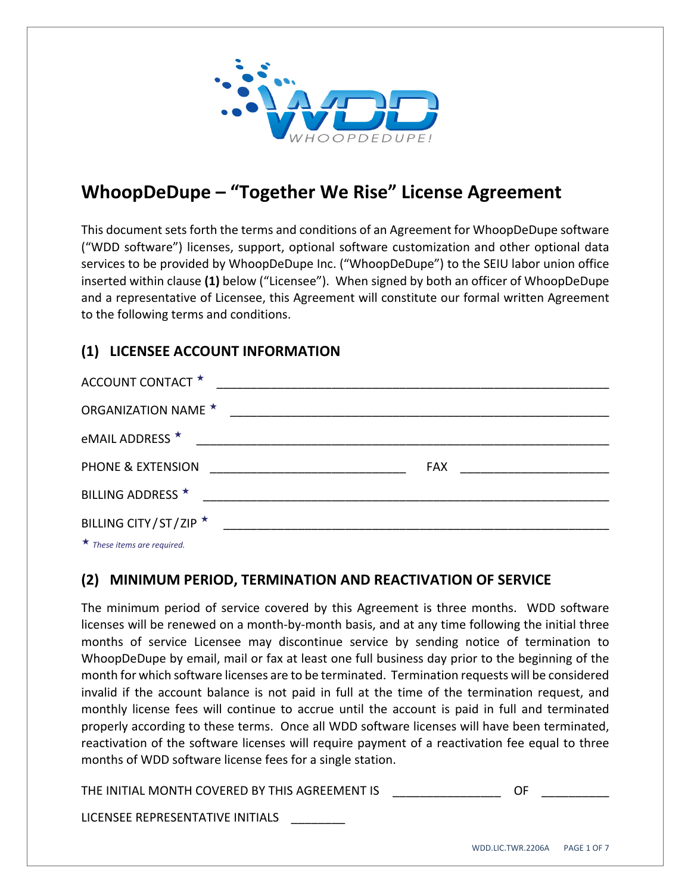# WhoopDeDupe – "Together We Rise" License Agreement

This document sets forth the terms and conditions of an Agreement for WhoopDeDupe software ("WDD software") licenses, support, optional software customization and other optional data services to be provided by WhoopDeDupe Inc. ("WhoopDeDupe") to the SEIU labor union office inserted within clause **(1)** below ("Licensee"). When signed by both an officer of WhoopDeDupe and a representative of Licensee, this Agreement will constitute our formal written Agreement to the following terms and conditions.

## (1) LICENSEE ACCOUNT INFORMATION

ACCOUNT CONTACT ★ ____________________________________________

ORGANIZATION NAME ★ ____________________________________________

eMAIL ADDRESS ★ ____________________________________________

PHONE & EXTENSION ______________________ FAX ________________

BILLING ADDRESS ★ ____________________________________________

BILLING CITY/ST/ZIP ★ ____________________________________________

★ *These items are required.*

## (2) MINIMUM PERIOD, TERMINATION AND REACTIVATION OF SERVICE

The minimum period of service covered by this Agreement is three months. WDD software licenses will be renewed on a month-by-month basis, and at any time following the initial three months of service Licensee may discontinue service by sending notice of termination to WhoopDeDupe by email, mail or fax at least one full business day prior to the beginning of the month for which software licenses are to be terminated. Termination requests will be considered invalid if the account balance is not paid in full at the time of the termination request, and monthly license fees will continue to accrue until the account is paid in full and terminated properly according to these terms. Once all WDD software licenses will have been terminated, reactivation of the software licenses will require payment of a reactivation fee equal to three months of WDD software license fees for a single station.

THE INITIAL MONTH COVERED BY THIS AGREEMENT IS ______________ OF ________

LICENSEE REPRESENTATIVE INITIALS ________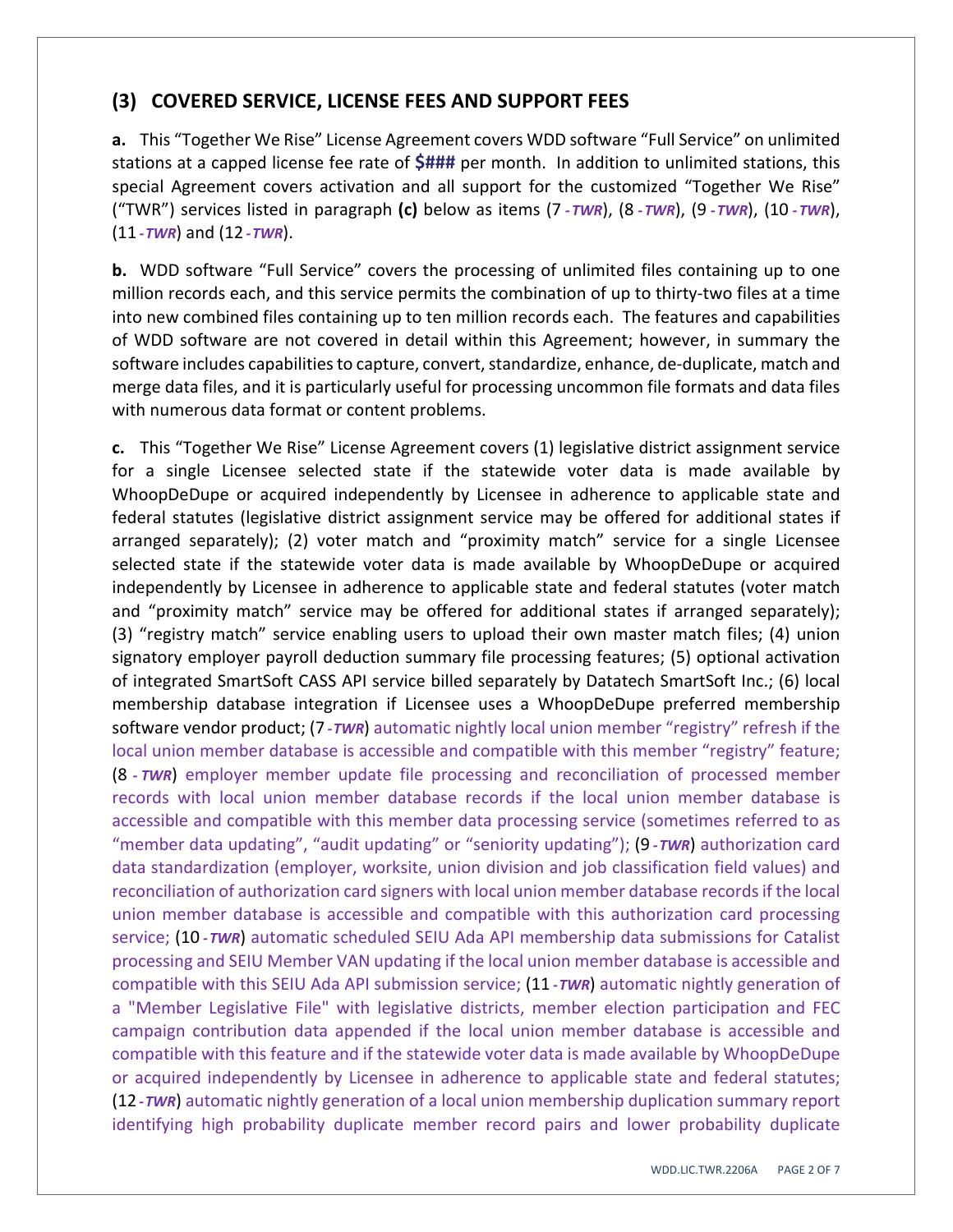## (3) COVERED SERVICE, LICENSE FEES AND SUPPORT FEES

**a.** This "Together We Rise" License Agreement covers WDD software "Full Service" on unlimited stations at a capped license fee rate of **$###** per month. In addition to unlimited stations, this special Agreement covers activation and all support for the customized "Together We Rise" ("TWR") services listed in paragraph **(c)** below as items (7 *- TWR*), (8 *- TWR*), (9 *- TWR*), (10 *- TWR*), (11 *- TWR*) and (12 *- TWR*).

**b.** WDD software "Full Service" covers the processing of unlimited files containing up to one million records each, and this service permits the combination of up to thirty-two files at a time into new combined files containing up to ten million records each. The features and capabilities of WDD software are not covered in detail within this Agreement; however, in summary the software includes capabilities to capture, convert, standardize, enhance, de-duplicate, match and merge data files, and it is particularly useful for processing uncommon file formats and data files with numerous data format or content problems.

**c.** This "Together We Rise" License Agreement covers (1) legislative district assignment service for a single Licensee selected state if the statewide voter data is made available by WhoopDeDupe or acquired independently by Licensee in adherence to applicable state and federal statutes (legislative district assignment service may be offered for additional states if arranged separately); (2) voter match and "proximity match" service for a single Licensee selected state if the statewide voter data is made available by WhoopDeDupe or acquired independently by Licensee in adherence to applicable state and federal statutes (voter match and "proximity match" service may be offered for additional states if arranged separately); (3) "registry match" service enabling users to upload their own master match files; (4) union signatory employer payroll deduction summary file processing features; (5) optional activation of integrated SmartSoft CASS API service billed separately by Datatech SmartSoft Inc.; (6) local membership database integration if Licensee uses a WhoopDeDupe preferred membership software vendor product; (7 *- TWR*) automatic nightly local union member "registry" refresh if the local union member database is accessible and compatible with this member "registry" feature; (8 *- TWR*) employer member update file processing and reconciliation of processed member records with local union member database records if the local union member database is accessible and compatible with this member data processing service (sometimes referred to as "member data updating", "audit updating" or "seniority updating"); (9 *- TWR*) authorization card data standardization (employer, worksite, union division and job classification field values) and reconciliation of authorization card signers with local union member database records if the local union member database is accessible and compatible with this authorization card processing service; (10 *- TWR*) automatic scheduled SEIU Ada API membership data submissions for Catalist processing and SEIU Member VAN updating if the local union member database is accessible and compatible with this SEIU Ada API submission service; (11 *- TWR*) automatic nightly generation of a "Member Legislative File" with legislative districts, member election participation and FEC campaign contribution data appended if the local union member database is accessible and compatible with this feature and if the statewide voter data is made available by WhoopDeDupe or acquired independently by Licensee in adherence to applicable state and federal statutes; (12 *- TWR*) automatic nightly generation of a local union membership duplication summary report identifying high probability duplicate member record pairs and lower probability duplicate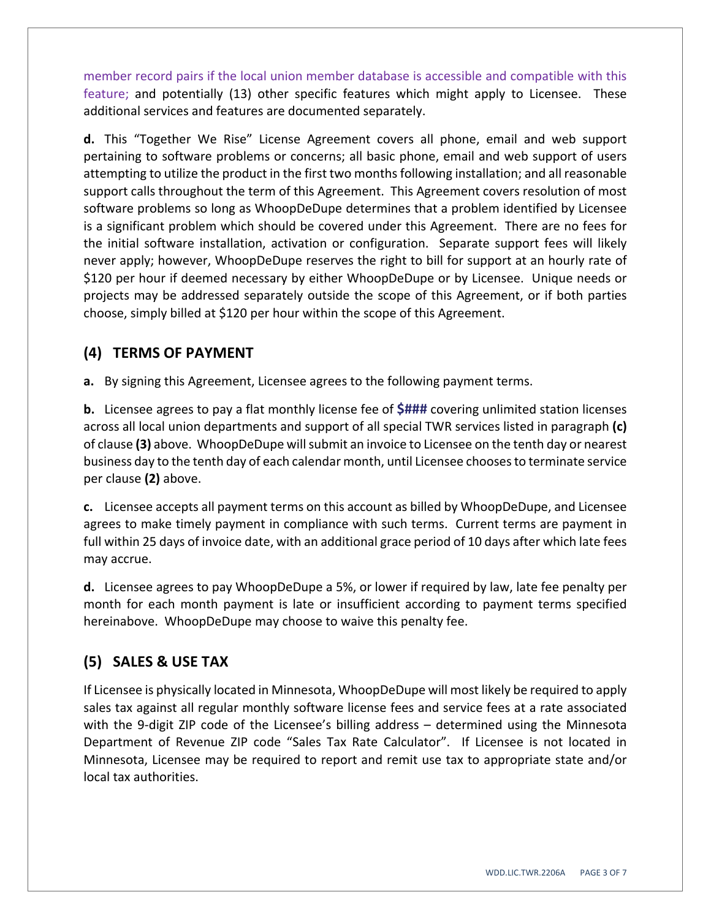member record pairs if the local union member database is accessible and compatible with this feature; and potentially (13) other specific features which might apply to Licensee. These additional services and features are documented separately.

**d.** This "Together We Rise" License Agreement covers all phone, email and web support pertaining to software problems or concerns; all basic phone, email and web support of users attempting to utilize the product in the first two months following installation; and all reasonable support calls throughout the term of this Agreement. This Agreement covers resolution of most software problems so long as WhoopDeDupe determines that a problem identified by Licensee is a significant problem which should be covered under this Agreement. There are no fees for the initial software installation, activation or configuration. Separate support fees will likely never apply; however, WhoopDeDupe reserves the right to bill for support at an hourly rate of $120 per hour if deemed necessary by either WhoopDeDupe or by Licensee. Unique needs or projects may be addressed separately outside the scope of this Agreement, or if both parties choose, simply billed at $120 per hour within the scope of this Agreement.

## (4) TERMS OF PAYMENT

**a.** By signing this Agreement, Licensee agrees to the following payment terms.

**b.** Licensee agrees to pay a flat monthly license fee of **$###** covering unlimited station licenses across all local union departments and support of all special TWR services listed in paragraph **(c)** of clause **(3)** above. WhoopDeDupe will submit an invoice to Licensee on the tenth day or nearest business day to the tenth day of each calendar month, until Licensee chooses to terminate service per clause **(2)** above.

**c.** Licensee accepts all payment terms on this account as billed by WhoopDeDupe, and Licensee agrees to make timely payment in compliance with such terms. Current terms are payment in full within 25 days of invoice date, with an additional grace period of 10 days after which late fees may accrue.

**d.** Licensee agrees to pay WhoopDeDupe a 5%, or lower if required by law, late fee penalty per month for each month payment is late or insufficient according to payment terms specified hereinabove. WhoopDeDupe may choose to waive this penalty fee.

## (5) SALES & USE TAX

If Licensee is physically located in Minnesota, WhoopDeDupe will most likely be required to apply sales tax against all regular monthly software license fees and service fees at a rate associated with the 9-digit ZIP code of the Licensee's billing address – determined using the Minnesota Department of Revenue ZIP code "Sales Tax Rate Calculator". If Licensee is not located in Minnesota, Licensee may be required to report and remit use tax to appropriate state and/or local tax authorities.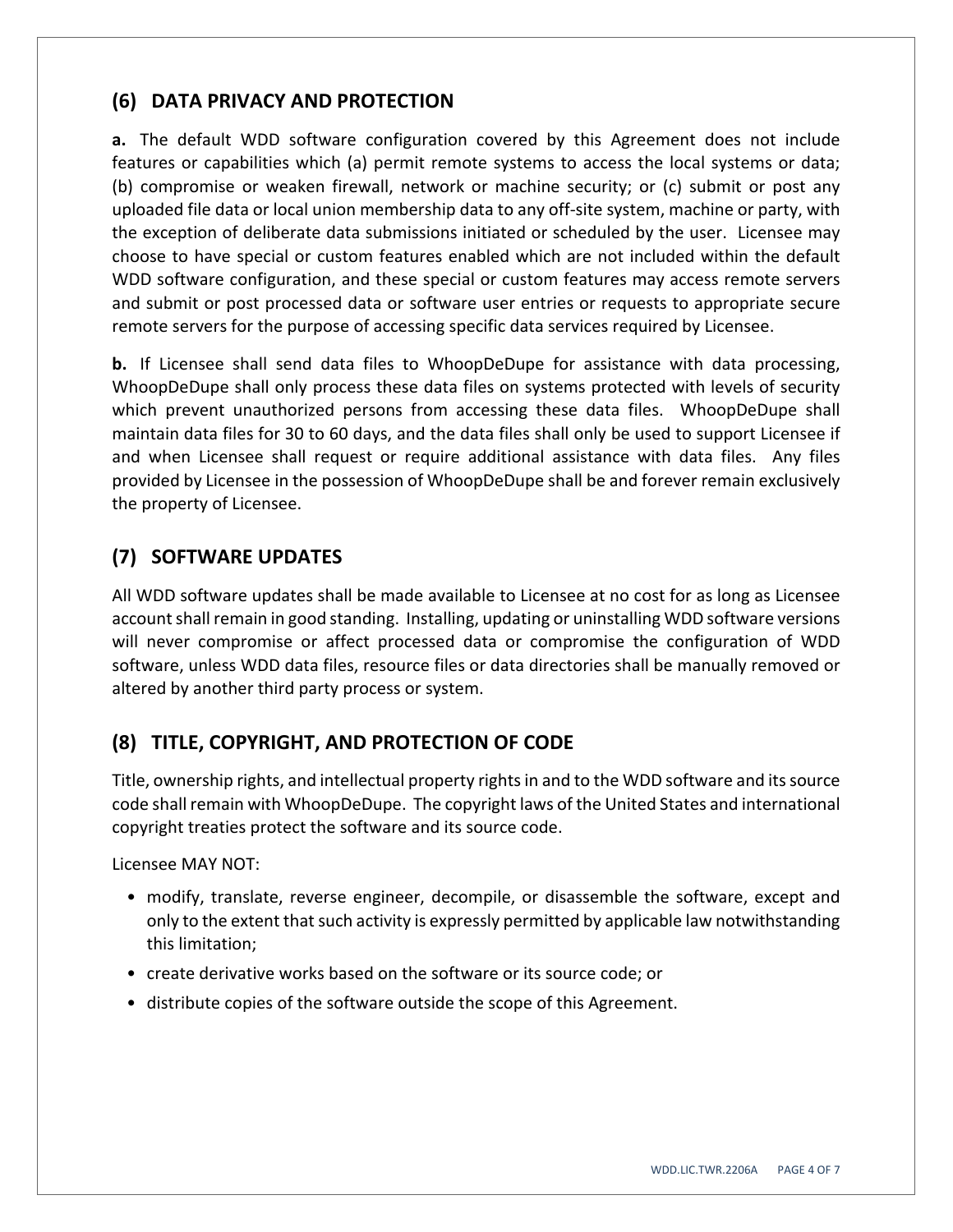## (6) DATA PRIVACY AND PROTECTION

**a.** The default WDD software configuration covered by this Agreement does not include features or capabilities which (a) permit remote systems to access the local systems or data; (b) compromise or weaken firewall, network or machine security; or (c) submit or post any uploaded file data or local union membership data to any off-site system, machine or party, with the exception of deliberate data submissions initiated or scheduled by the user. Licensee may choose to have special or custom features enabled which are not included within the default WDD software configuration, and these special or custom features may access remote servers and submit or post processed data or software user entries or requests to appropriate secure remote servers for the purpose of accessing specific data services required by Licensee.

**b.** If Licensee shall send data files to WhoopDeDupe for assistance with data processing, WhoopDeDupe shall only process these data files on systems protected with levels of security which prevent unauthorized persons from accessing these data files. WhoopDeDupe shall maintain data files for 30 to 60 days, and the data files shall only be used to support Licensee if and when Licensee shall request or require additional assistance with data files. Any files provided by Licensee in the possession of WhoopDeDupe shall be and forever remain exclusively the property of Licensee.

## (7) SOFTWARE UPDATES

All WDD software updates shall be made available to Licensee at no cost for as long as Licensee account shall remain in good standing. Installing, updating or uninstalling WDD software versions will never compromise or affect processed data or compromise the configuration of WDD software, unless WDD data files, resource files or data directories shall be manually removed or altered by another third party process or system.

## (8) TITLE, COPYRIGHT, AND PROTECTION OF CODE

Title, ownership rights, and intellectual property rights in and to the WDD software and its source code shall remain with WhoopDeDupe. The copyright laws of the United States and international copyright treaties protect the software and its source code.

Licensee MAY NOT:

- modify, translate, reverse engineer, decompile, or disassemble the software, except and only to the extent that such activity is expressly permitted by applicable law notwithstanding this limitation;
- create derivative works based on the software or its source code; or
- distribute copies of the software outside the scope of this Agreement.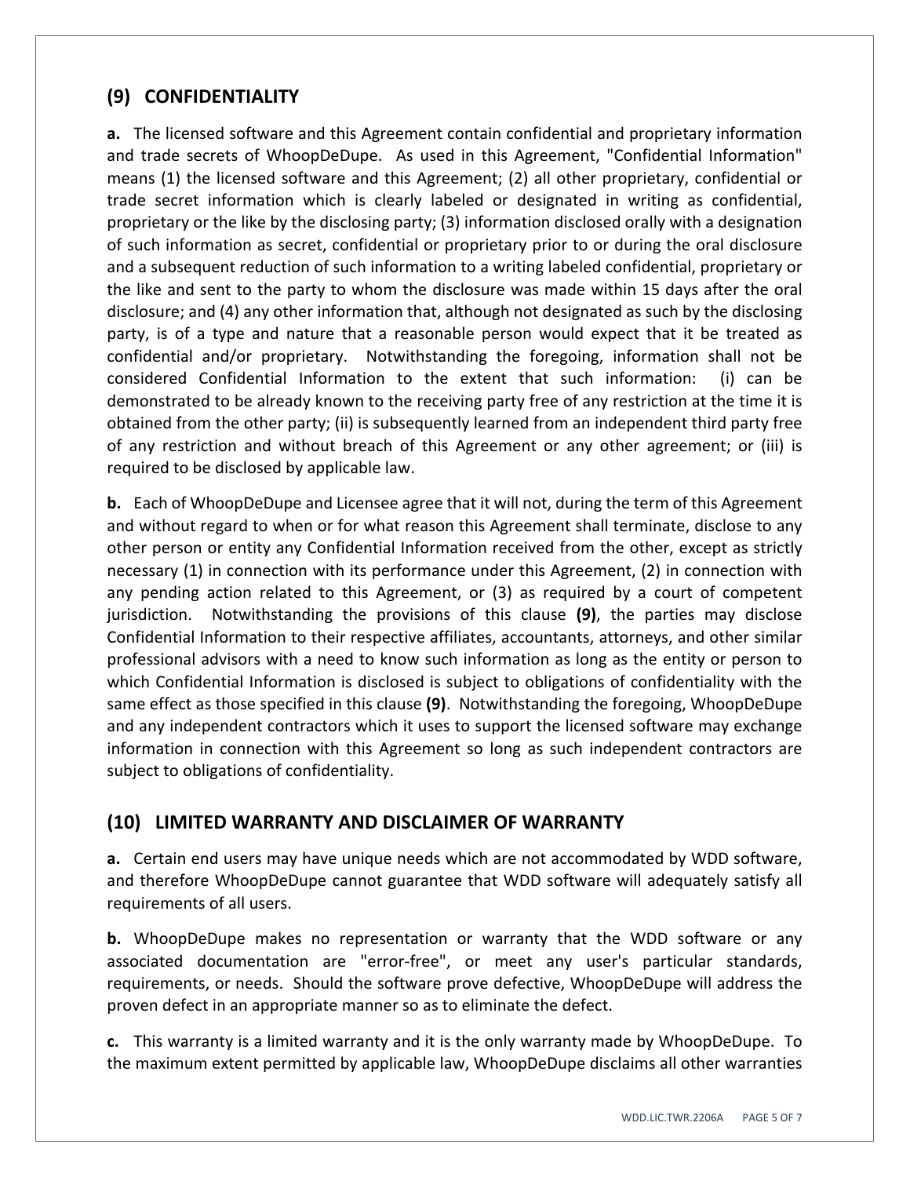## (9) CONFIDENTIALITY

**a.** The licensed software and this Agreement contain confidential and proprietary information and trade secrets of WhoopDeDupe. As used in this Agreement, "Confidential Information" means (1) the licensed software and this Agreement; (2) all other proprietary, confidential or trade secret information which is clearly labeled or designated in writing as confidential, proprietary or the like by the disclosing party; (3) information disclosed orally with a designation of such information as secret, confidential or proprietary prior to or during the oral disclosure and a subsequent reduction of such information to a writing labeled confidential, proprietary or the like and sent to the party to whom the disclosure was made within 15 days after the oral disclosure; and (4) any other information that, although not designated as such by the disclosing party, is of a type and nature that a reasonable person would expect that it be treated as confidential and/or proprietary. Notwithstanding the foregoing, information shall not be considered Confidential Information to the extent that such information: (i) can be demonstrated to be already known to the receiving party free of any restriction at the time it is obtained from the other party; (ii) is subsequently learned from an independent third party free of any restriction and without breach of this Agreement or any other agreement; or (iii) is required to be disclosed by applicable law.

**b.** Each of WhoopDeDupe and Licensee agree that it will not, during the term of this Agreement and without regard to when or for what reason this Agreement shall terminate, disclose to any other person or entity any Confidential Information received from the other, except as strictly necessary (1) in connection with its performance under this Agreement, (2) in connection with any pending action related to this Agreement, or (3) as required by a court of competent jurisdiction. Notwithstanding the provisions of this clause **(9)**, the parties may disclose Confidential Information to their respective affiliates, accountants, attorneys, and other similar professional advisors with a need to know such information as long as the entity or person to which Confidential Information is disclosed is subject to obligations of confidentiality with the same effect as those specified in this clause **(9)**. Notwithstanding the foregoing, WhoopDeDupe and any independent contractors which it uses to support the licensed software may exchange information in connection with this Agreement so long as such independent contractors are subject to obligations of confidentiality.

## (10) LIMITED WARRANTY AND DISCLAIMER OF WARRANTY

**a.** Certain end users may have unique needs which are not accommodated by WDD software, and therefore WhoopDeDupe cannot guarantee that WDD software will adequately satisfy all requirements of all users.

**b.** WhoopDeDupe makes no representation or warranty that the WDD software or any associated documentation are "error-free", or meet any user's particular standards, requirements, or needs. Should the software prove defective, WhoopDeDupe will address the proven defect in an appropriate manner so as to eliminate the defect.

**c.** This warranty is a limited warranty and it is the only warranty made by WhoopDeDupe. To the maximum extent permitted by applicable law, WhoopDeDupe disclaims all other warranties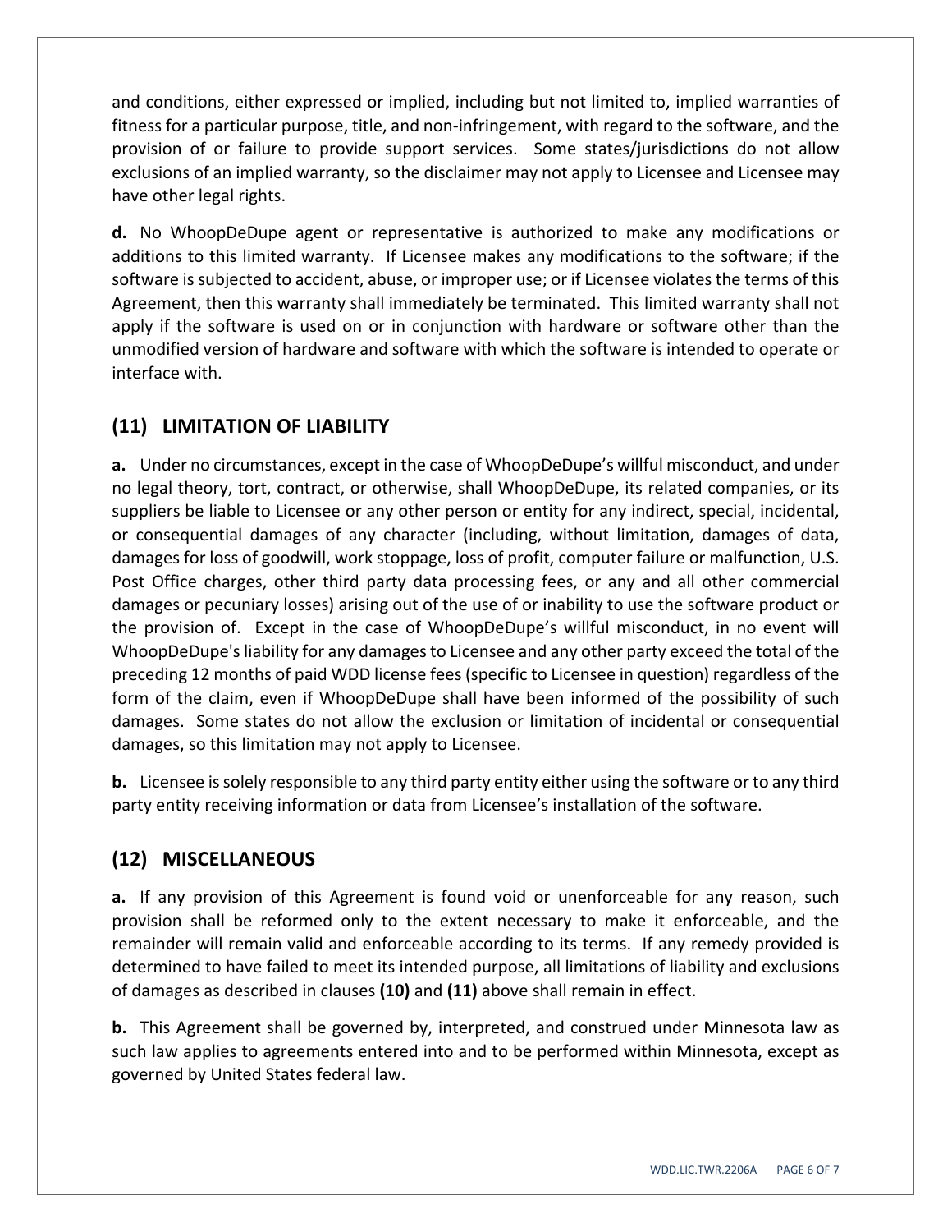and conditions, either expressed or implied, including but not limited to, implied warranties of fitness for a particular purpose, title, and non-infringement, with regard to the software, and the provision of or failure to provide support services. Some states/jurisdictions do not allow exclusions of an implied warranty, so the disclaimer may not apply to Licensee and Licensee may have other legal rights.

**d.** No WhoopDeDupe agent or representative is authorized to make any modifications or additions to this limited warranty. If Licensee makes any modifications to the software; if the software is subjected to accident, abuse, or improper use; or if Licensee violates the terms of this Agreement, then this warranty shall immediately be terminated. This limited warranty shall not apply if the software is used on or in conjunction with hardware or software other than the unmodified version of hardware and software with which the software is intended to operate or interface with.

## (11) LIMITATION OF LIABILITY

**a.** Under no circumstances, except in the case of WhoopDeDupe's willful misconduct, and under no legal theory, tort, contract, or otherwise, shall WhoopDeDupe, its related companies, or its suppliers be liable to Licensee or any other person or entity for any indirect, special, incidental, or consequential damages of any character (including, without limitation, damages of data, damages for loss of goodwill, work stoppage, loss of profit, computer failure or malfunction, U.S. Post Office charges, other third party data processing fees, or any and all other commercial damages or pecuniary losses) arising out of the use of or inability to use the software product or the provision of. Except in the case of WhoopDeDupe's willful misconduct, in no event will WhoopDeDupe's liability for any damages to Licensee and any other party exceed the total of the preceding 12 months of paid WDD license fees (specific to Licensee in question) regardless of the form of the claim, even if WhoopDeDupe shall have been informed of the possibility of such damages. Some states do not allow the exclusion or limitation of incidental or consequential damages, so this limitation may not apply to Licensee.

**b.** Licensee is solely responsible to any third party entity either using the software or to any third party entity receiving information or data from Licensee's installation of the software.

## (12) MISCELLANEOUS

**a.** If any provision of this Agreement is found void or unenforceable for any reason, such provision shall be reformed only to the extent necessary to make it enforceable, and the remainder will remain valid and enforceable according to its terms. If any remedy provided is determined to have failed to meet its intended purpose, all limitations of liability and exclusions of damages as described in clauses **(10)** and **(11)** above shall remain in effect.

**b.** This Agreement shall be governed by, interpreted, and construed under Minnesota law as such law applies to agreements entered into and to be performed within Minnesota, except as governed by United States federal law.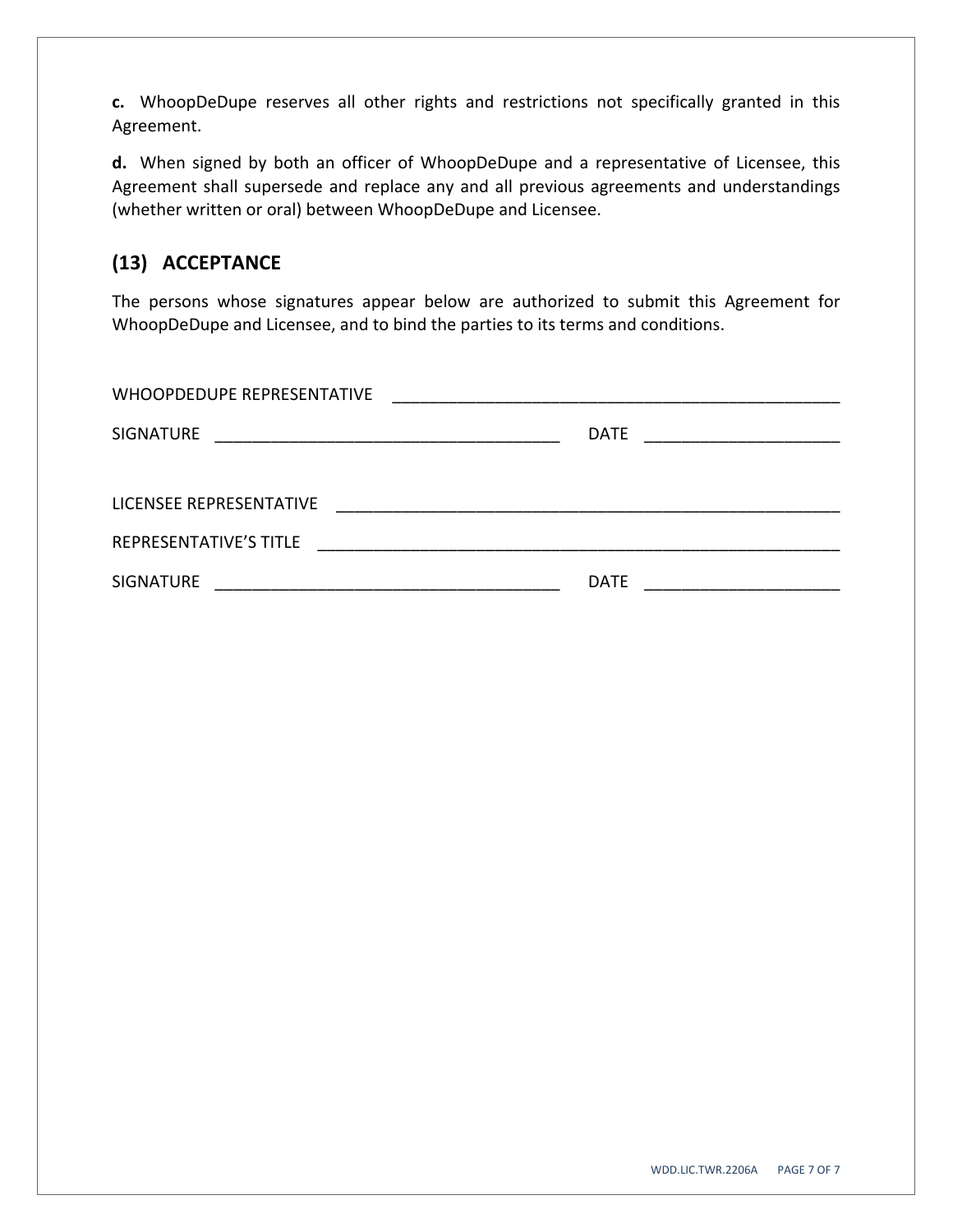**c.** WhoopDeDupe reserves all other rights and restrictions not specifically granted in this Agreement.

**d.** When signed by both an officer of WhoopDeDupe and a representative of Licensee, this Agreement shall supersede and replace any and all previous agreements and understandings (whether written or oral) between WhoopDeDupe and Licensee.

## (13) ACCEPTANCE

The persons whose signatures appear below are authorized to submit this Agreement for WhoopDeDupe and Licensee, and to bind the parties to its terms and conditions.

WHOOPDEDUPE REPRESENTATIVE ________________________________________________

SIGNATURE ______________________________________ DATE ____________________

LICENSEE REPRESENTATIVE ________________________________________________

REPRESENTATIVE'S TITLE ________________________________________________

SIGNATURE ______________________________________ DATE ____________________